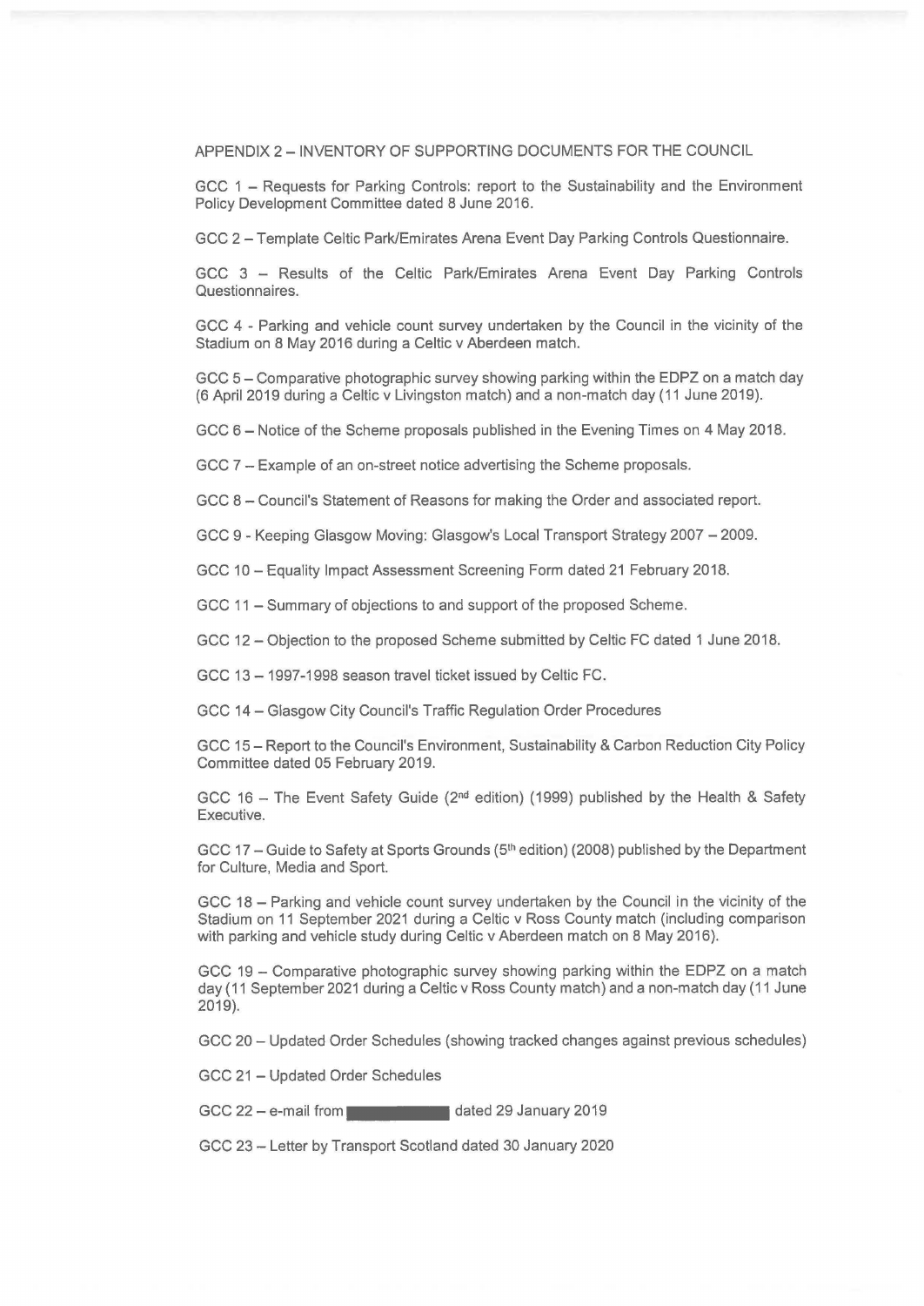## APPENDIX 2 – INVENTORY OF SUPPORTING DOCUMENTS FOR THE COUNCIL

GCC 1 – Requests for Parking Controls: report to the Sustainability and the Environment Policy Development Committee dated 8 June 2016.

GCC 2 – Template Celtic Park/Emirates Arena Event Day Parking Controls Questionnaire.

GCC 3 – Results of the Celtic Park/Emirates Arena Event Day Parking Controls Questionnaires.

GCC 4 - Parking and vehicle count survey undertaken by the Council in the vicinity of the Stadium on 8 May 2016 during a Celtic v Aberdeen match.

GCC 5 – Comparative photographic survey showing parking within the EDPZ on a match day (6 April 2019 during a Celtic v Livingston match) and a non-match day (11 June 2019).

GCC 6 – Notice of the Scheme proposals published in the Evening Times on 4 May 2018.

GCC 7 – Example of an on-street notice advertising the Scheme proposals.

GCC 8 – Council's Statement of Reasons for making the Order and associated report.

GCC 9 - Keeping Glasgow Moving: Glasgow's Local Transport Strategy 2007 – 2009.

GCC 10 – Equality Impact Assessment Screening Form dated 21 February 2018.

GCC 11 – Summary of objections to and support of the proposed Scheme.

GCC 12 – Objection to the proposed Scheme submitted by Celtic FC dated 1 June 2018.

GCC 13 – 1997-1998 season travel ticket issued by Celtic FC.

GCC 14 – Glasgow City Council's Traffic Regulation Order Procedures

GCC 15 – Report to the Council's Environment, Sustainability & Carbon Reduction City Policy Committee dated 05 February 2019.

GCC 16 – The Event Safety Guide (2nd edition) (1999) published by the Health & Safety Executive.

GCC 17 – Guide to Safety at Sports Grounds (5th edition) (2008) published by the Department for Culture, Media and Sport.

GCC 18 – Parking and vehicle count survey undertaken by the Council in the vicinity of the Stadium on 11 September 2021 during a Celtic v Ross County match (including comparison with parking and vehicle study during Celtic v Aberdeen match on 8 May 2016).

GCC 19 – Comparative photographic survey showing parking within the EDPZ on a match day (11 September 2021 during a Celtic v Ross County match) and a non-match day (11 June 2019).

GCC 20 – Updated Order Schedules (showing tracked changes against previous schedules)

GCC 21 – Updated Order Schedules

GCC 22 – e-mail from [redacted] dated 29 January 2019

GCC 23 – Letter by Transport Scotland dated 30 January 2020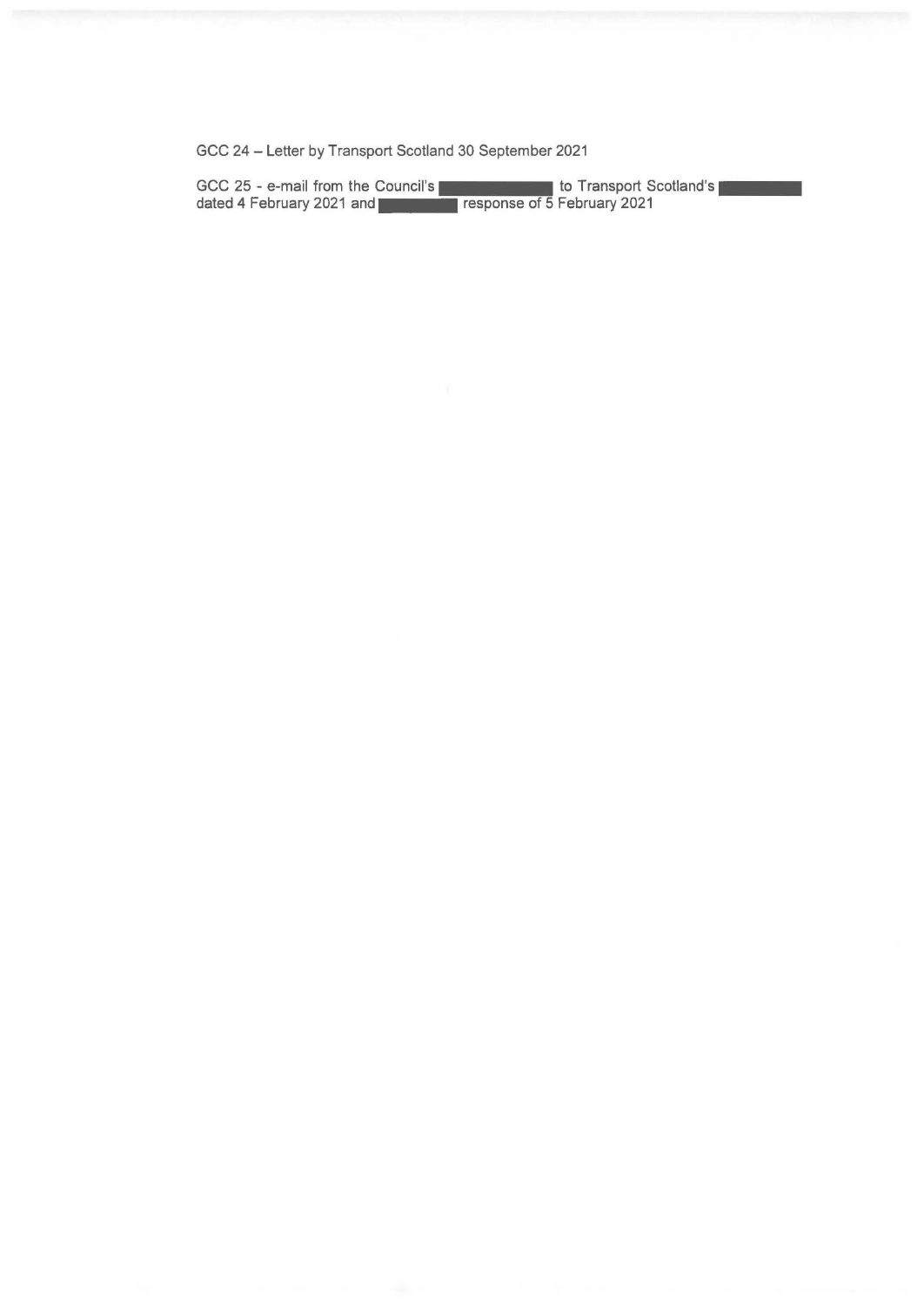GCC 24 – Letter by Transport Scotland 30 September 2021

GCC 25 - e-mail from the Council's [redacted] to Transport Scotland's [redacted] dated 4 February 2021 and [redacted] response of 5 February 2021